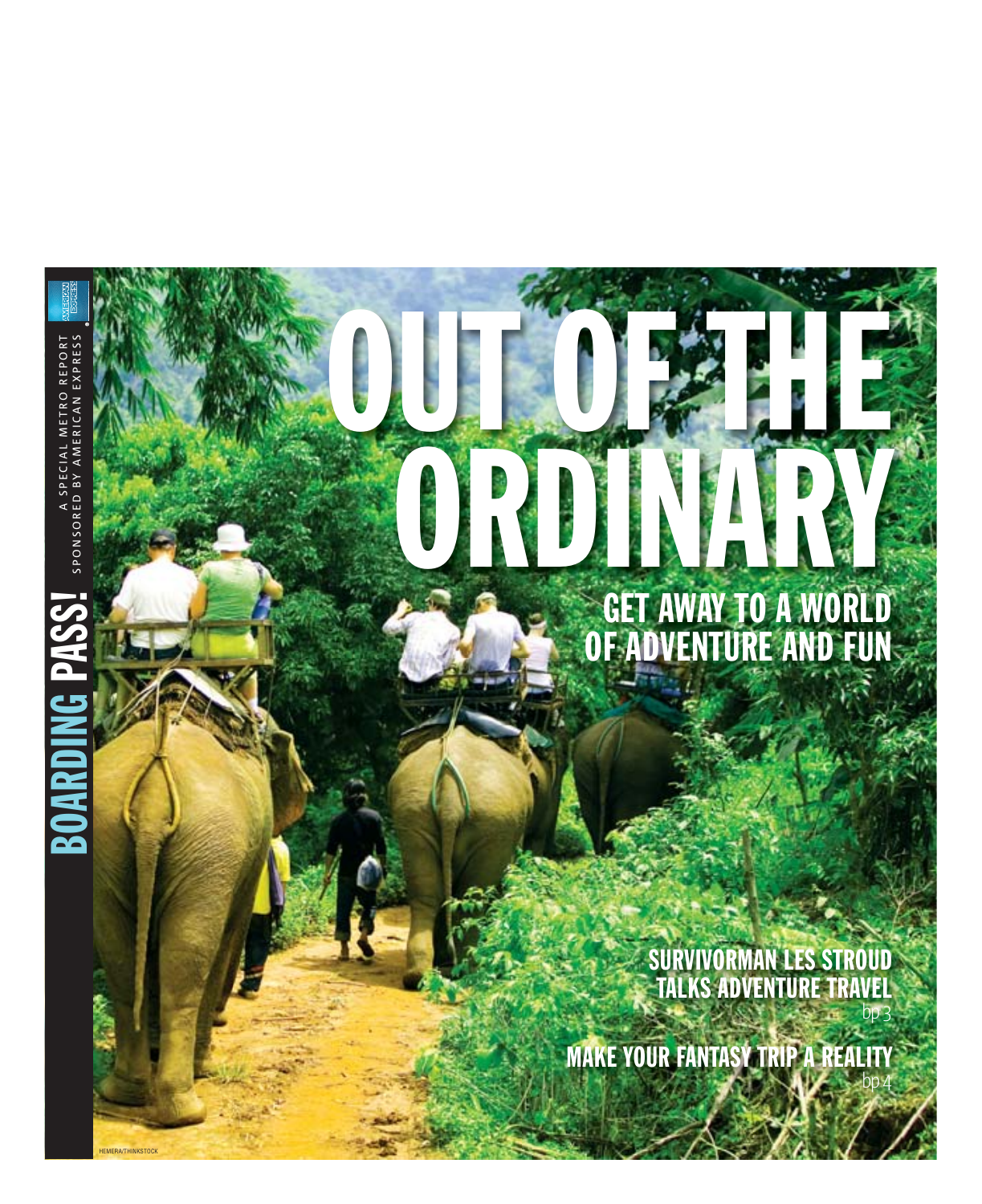BOARDING PASS!

A SPECIAL METRO REPORT
SPONSORED BY AMERICAN EXPRESS

# OUT OF THE ORDINARY

## GET AWAY TO A WORLD OF ADVENTURE AND FUN

SURVIVORMAN LES STROUD TALKS ADVENTURE TRAVEL
bp3

MAKE YOUR FANTASY TRIP A REALITY
bp4

HEMERA/THINKSTOCK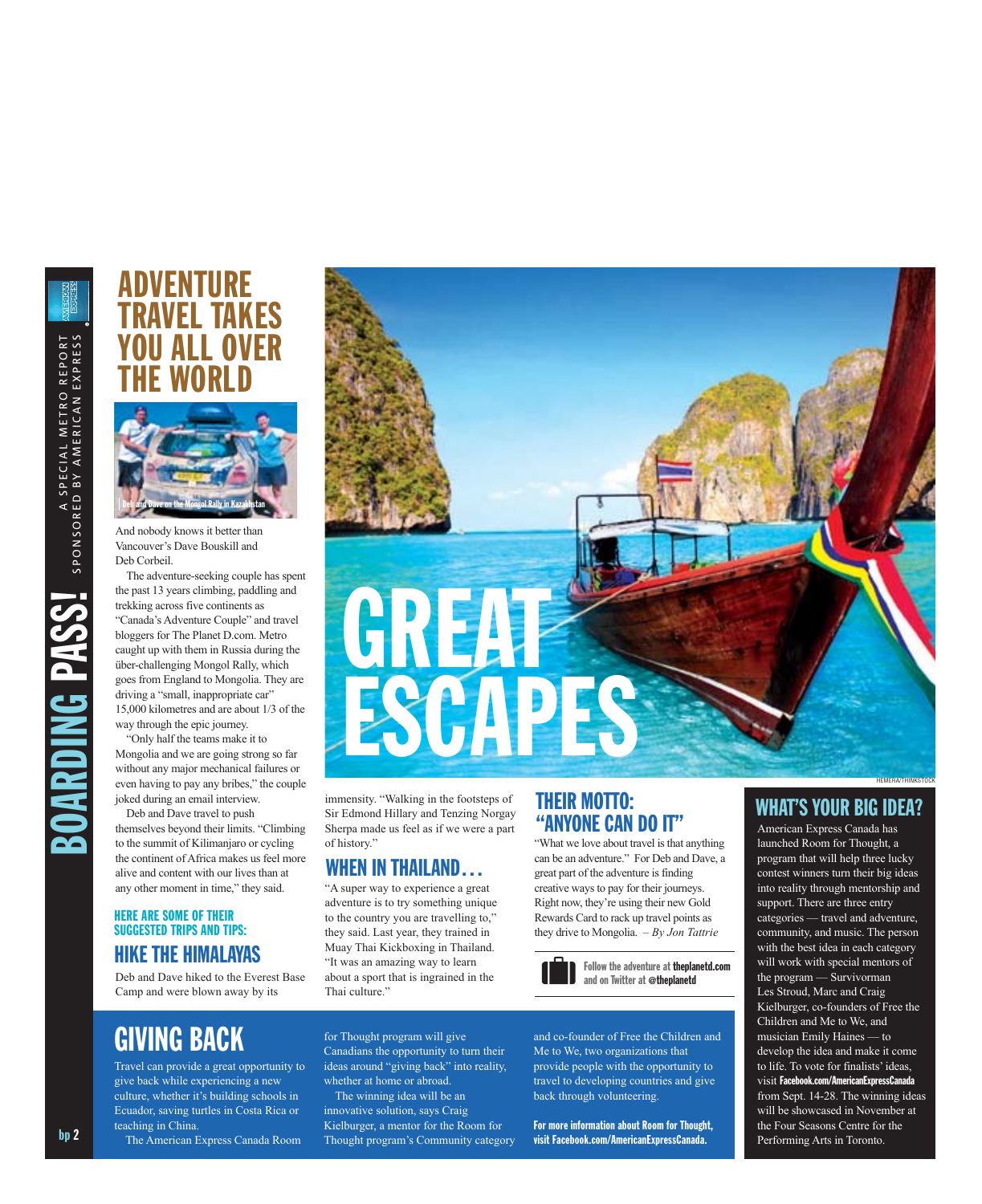# GREAT ESCAPES

HEMERA/THINKSTOCK

## ADVENTURE TRAVEL TAKES YOU ALL OVER THE WORLD

Deb and Dave on the Mongol Rally in Kazakhstan

And nobody knows it better than Vancouver's Dave Bouskill and Deb Corbeil.

The adventure-seeking couple has spent the past 13 years climbing, paddling and trekking across five continents as "Canada's Adventure Couple" and travel bloggers for The Planet D.com. Metro caught up with them in Russia during the über-challenging Mongol Rally, which goes from England to Mongolia. They are driving a "small, inappropriate car" 15,000 kilometres and are about 1/3 of the way through the epic journey.

"Only half the teams make it to Mongolia and we are going strong so far without any major mechanical failures or even having to pay any bribes," the couple joked during an email interview.

Deb and Dave travel to push themselves beyond their limits. "Climbing to the summit of Kilimanjaro or cycling the continent of Africa makes us feel more alive and content with our lives than at any other moment in time," they said.

#### HERE ARE SOME OF THEIR SUGGESTED TRIPS AND TIPS:

### HIKE THE HIMALAYAS

Deb and Dave hiked to the Everest Base Camp and were blown away by its immensity. "Walking in the footsteps of Sir Edmond Hillary and Tenzing Norgay Sherpa made us feel as if we were a part of history."

### WHEN IN THAILAND…

"A super way to experience a great adventure is to try something unique to the country you are travelling to," they said. Last year, they trained in Muay Thai Kickboxing in Thailand. "It was an amazing way to learn about a sport that is ingrained in the Thai culture."

### THEIR MOTTO: "ANYONE CAN DO IT"

"What we love about travel is that anything can be an adventure." For Deb and Dave, a great part of the adventure is finding creative ways to pay for their journeys. Right now, they're using their new Gold Rewards Card to rack up travel points as they drive to Mongolia. *– By Jon Tattrie*

**Follow the adventure at theplanetd.com and on Twitter at @theplanetd**

## WHAT'S YOUR BIG IDEA?

American Express Canada has launched Room for Thought, a program that will help three lucky contest winners turn their big ideas into reality through mentorship and support. There are three entry categories — travel and adventure, community, and music. The person with the best idea in each category will work with special mentors of the program — Survivorman Les Stroud, Marc and Craig Kielburger, co-founders of Free the Children and Me to We, and musician Emily Haines — to develop the idea and make it come to life. To vote for finalists' ideas, visit **Facebook.com/AmericanExpressCanada** from Sept. 14-28. The winning ideas will be showcased in November at the Four Seasons Centre for the Performing Arts in Toronto.

## GIVING BACK

Travel can provide a great opportunity to give back while experiencing a new culture, whether it's building schools in Ecuador, saving turtles in Costa Rica or teaching in China.

The American Express Canada Room for Thought program will give Canadians the opportunity to turn their ideas around "giving back" into reality, whether at home or abroad.

The winning idea will be an innovative solution, says Craig Kielburger, a mentor for the Room for Thought program's Community category and co-founder of Free the Children and Me to We, two organizations that provide people with the opportunity to travel to developing countries and give back through volunteering.

**For more information about Room for Thought, visit Facebook.com/AmericanExpressCanada.**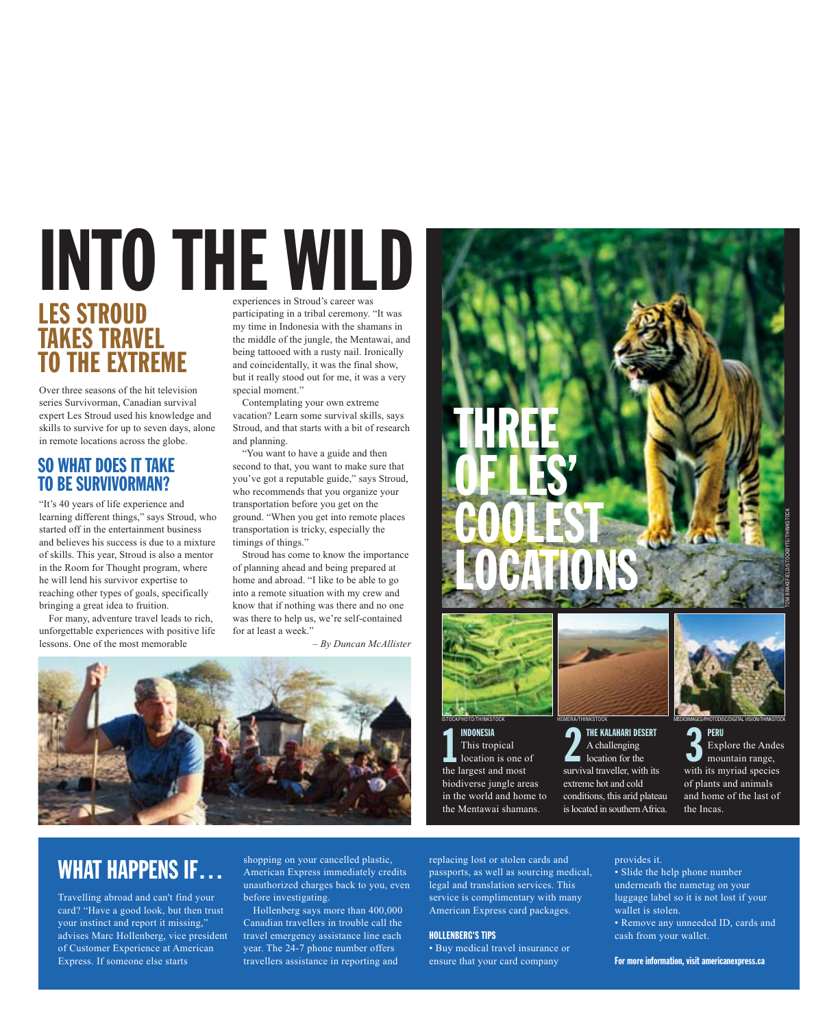# INTO THE WILD

## LES STROUD TAKES TRAVEL TO THE EXTREME

Over three seasons of the hit television series Survivorman, Canadian survival expert Les Stroud used his knowledge and skills to survive for up to seven days, alone in remote locations across the globe.

### SO WHAT DOES IT TAKE TO BE SURVIVORMAN?

"It's 40 years of life experience and learning different things," says Stroud, who started off in the entertainment business and believes his success is due to a mixture of skills. This year, Stroud is also a mentor in the Room for Thought program, where he will lend his survivor expertise to reaching other types of goals, specifically bringing a great idea to fruition.

For many, adventure travel leads to rich, unforgettable experiences with positive life lessons. One of the most memorable experiences in Stroud's career was participating in a tribal ceremony. "It was my time in Indonesia with the shamans in the middle of the jungle, the Mentawai, and being tattooed with a rusty nail. Ironically and coincidentally, it was the final show, but it really stood out for me, it was a very special moment."

Contemplating your own extreme vacation? Learn some survival skills, says Stroud, and that starts with a bit of research and planning.

"You want to have a guide and then second to that, you want to make sure that you've got a reputable guide," says Stroud, who recommends that you organize your transportation before you get on the ground. "When you get into remote places transportation is tricky, especially the timings of things."

Stroud has come to know the importance of planning ahead and being prepared at home and abroad. "I like to be able to go into a remote situation with my crew and know that if nothing was there and no one was there to help us, we're self-contained for at least a week."

*– By Duncan McAllister*

## THREE OF LES' COOLEST LOCATIONS

TOM BRAKEFIELD/STOCKBYTE/THINKSTOCK

ISTOCKPHOTO/THINKSTOCK

**1 INDONESIA**
This tropical location is one of the largest and most biodiverse jungle areas in the world and home to the Mentawai shamans.

HEMERA/THINKSTOCK

**2 THE KALAHARI DESERT**
A challenging location for the survival traveller, with its extreme hot and cold conditions, this arid plateau is located in southern Africa.

MEDIOIMAGES/PHOTODISC/DIGITAL VISION/THINKSTOCK

**3 PERU**
Explore the Andes mountain range, with its myriad species of plants and animals and home of the last of the Incas.

## WHAT HAPPENS IF...

Travelling abroad and can't find your card? "Have a good look, but then trust your instinct and report it missing," advises Marc Hollenberg, vice president of Customer Experience at American Express. If someone else starts shopping on your cancelled plastic, American Express immediately credits unauthorized charges back to you, even before investigating.

Hollenberg says more than 400,000 Canadian travellers in trouble call the travel emergency assistance line each year. The 24-7 phone number offers travellers assistance in reporting and replacing lost or stolen cards and passports, as well as sourcing medical, legal and translation services. This service is complimentary with many American Express card packages.

### HOLLENBERG'S TIPS

- Buy medical travel insurance or ensure that your card company provides it.
- Slide the help phone number underneath the nametag on your luggage label so it is not lost if your wallet is stolen.
- Remove any unneeded ID, cards and cash from your wallet.

**For more information, visit americanexpress.ca**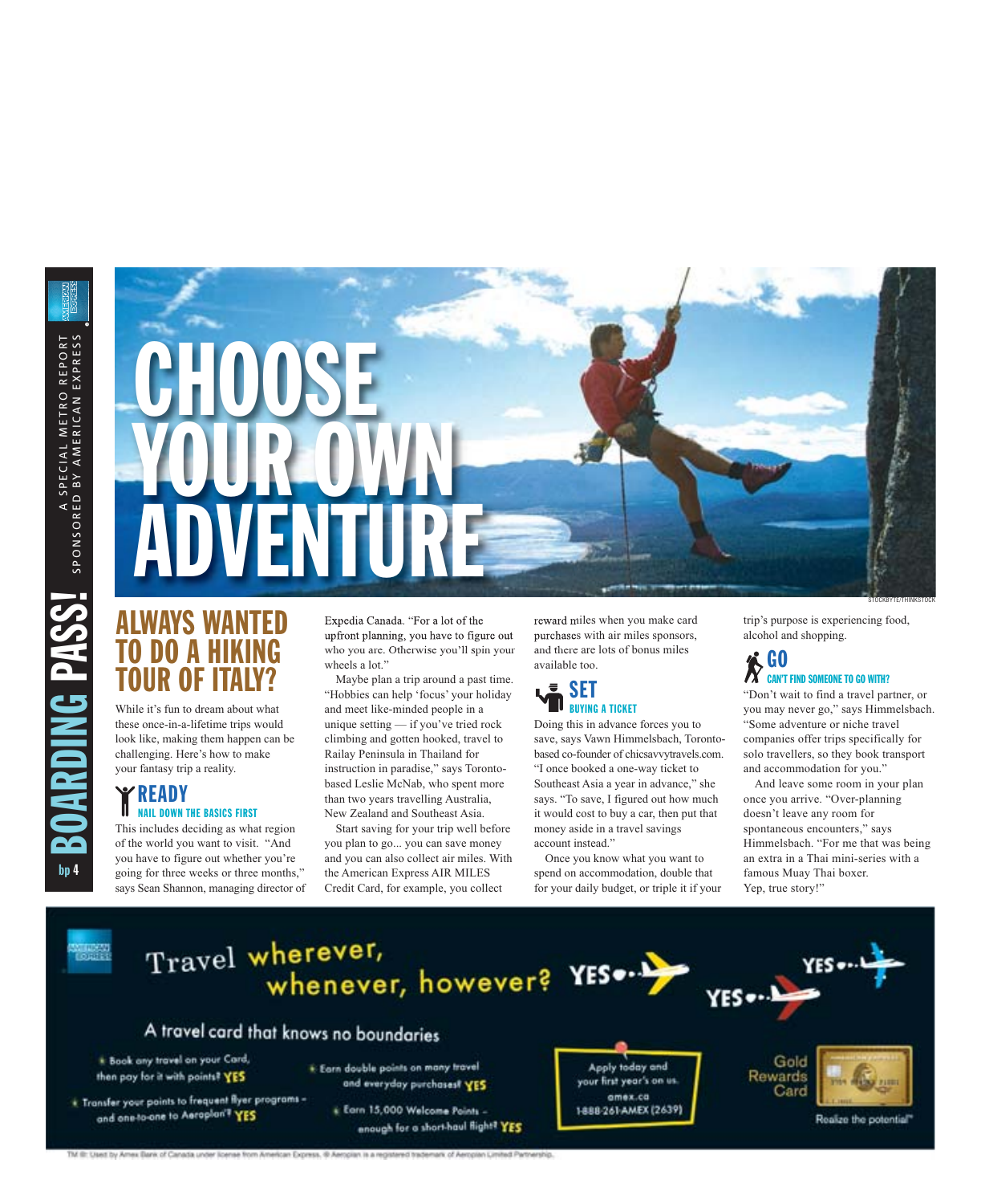# CHOOSE YOUR OWN ADVENTURE

STOCKBYTE/THINKSTOCK

## ALWAYS WANTED TO DO A HIKING TOUR OF ITALY?

While it's fun to dream about what these once-in-a-lifetime trips would look like, making them happen can be challenging. Here's how to make your fantasy trip a reality.

### READY

**NAIL DOWN THE BASICS FIRST**

This includes deciding as what region of the world you want to visit. "And you have to figure out whether you're going for three weeks or three months," says Sean Shannon, managing director of Expedia Canada. "For a lot of the upfront planning, you have to figure out who you are. Otherwise you'll spin your wheels a lot."

Maybe plan a trip around a past time. "Hobbies can help 'focus' your holiday and meet like-minded people in a unique setting — if you've tried rock climbing and gotten hooked, travel to Railay Peninsula in Thailand for instruction in paradise," says Toronto-based Leslie McNab, who spent more than two years travelling Australia, New Zealand and Southeast Asia.

Start saving for your trip well before you plan to go... you can save money and you can also collect air miles. With the American Express AIR MILES Credit Card, for example, you collect reward miles when you make card purchases with air miles sponsors, and there are lots of bonus miles available too.

### SET

**BUYING A TICKET**

Doing this in advance forces you to save, says Vawn Himmelsbach, Toronto-based co-founder of chicsavvytravels.com. "I once booked a one-way ticket to Southeast Asia a year in advance," she says. "To save, I figured out how much it would cost to buy a car, then put that money aside in a travel savings account instead."

Once you know what you want to spend on accommodation, double that for your daily budget, or triple it if your trip's purpose is experiencing food, alcohol and shopping.

### GO

**CAN'T FIND SOMEONE TO GO WITH?**

"Don't wait to find a travel partner, or you may never go," says Himmelsbach. "Some adventure or niche travel companies offer trips specifically for solo travellers, so they book transport and accommodation for you."

And leave some room in your plan once you arrive. "Over-planning doesn't leave any room for spontaneous encounters," says Himmelsbach. "For me that was being an extra in a Thai mini-series with a famous Muay Thai boxer. Yep, true story!"

---

Travel wherever, whenever, however? YES YES YES

A travel card that knows no boundaries

- Book any travel on your Card, then pay for it with points? YES
- Transfer your points to frequent flyer programs – and one-to-one to Aeroplan? YES
- Earn double points on many travel and everyday purchases! YES
- Earn 15,000 Welcome Points – enough for a short-haul flight! YES

Apply today and your first year's on us.
amex.ca
1-888-261-AMEX (2639)

Gold Rewards Card

Realize the potential™

TM ®: Used by Amex Bank of Canada under license from American Express. ® Aeroplan is a registered trademark of Aeroplan Limited Partnership.